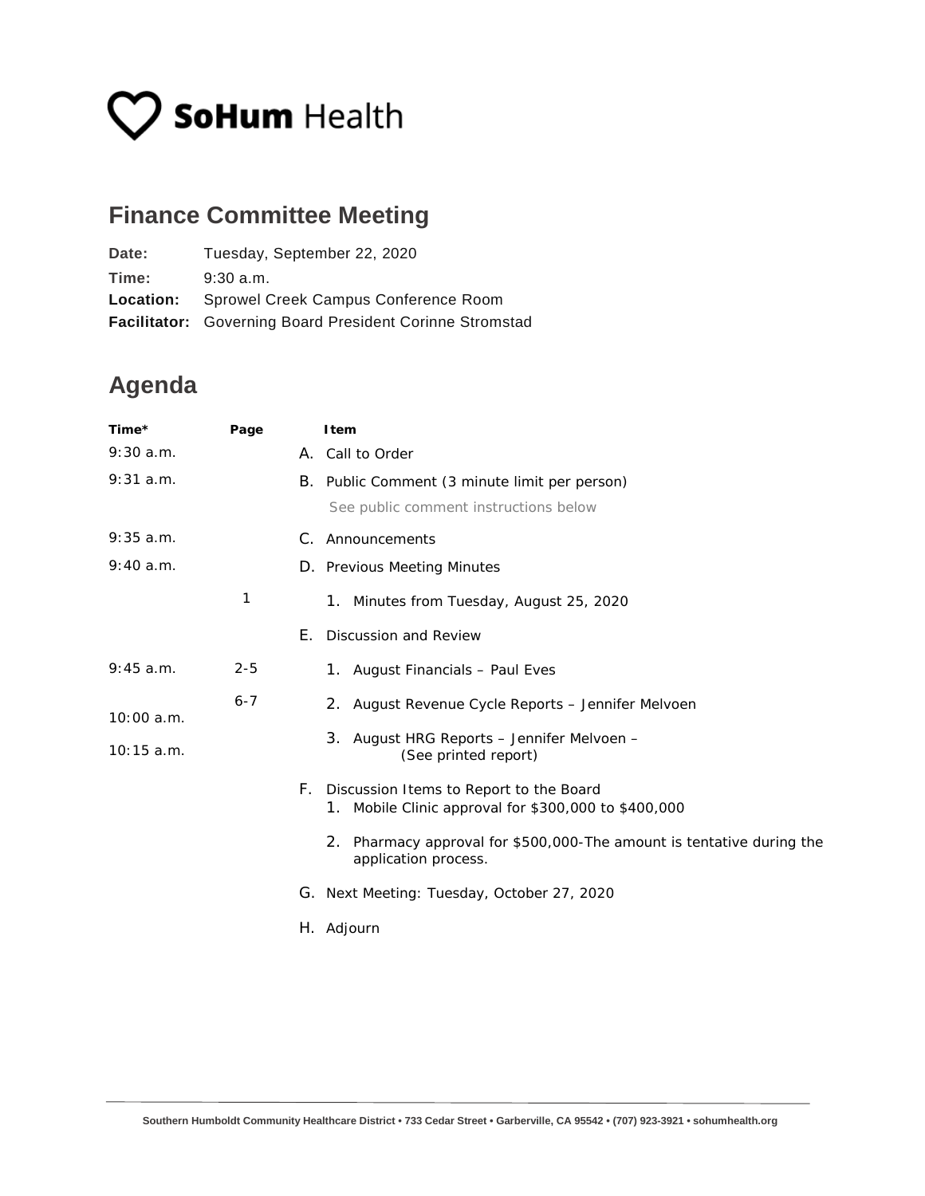# SoHum Health

## Finance Committee Meeting

**Date:** Tuesday, September 22, 2020
**Time:** 9:30 a.m.
**Location:** Sprowel Creek Campus Conference Room
**Facilitator:** Governing Board President Corinne Stromstad

## Agenda

| Time* | Page | Item |
|---|---|---|
| 9:30 a.m. | | A. Call to Order |
| 9:31 a.m. | | B. Public Comment (3 minute limit per person)<br>See public comment instructions below |
| 9:35 a.m. | | C. Announcements |
| 9:40 a.m. | | D. Previous Meeting Minutes |
| | 1 | 1. Minutes from Tuesday, August 25, 2020 |
| | | E. Discussion and Review |
| 9:45 a.m. | 2-5 | 1. August Financials – Paul Eves |
| 10:00 a.m. | 6-7 | 2. August Revenue Cycle Reports – Jennifer Melvoen |
| 10:15 a.m. | | 3. August HRG Reports – Jennifer Melvoen – (See printed report) |
| | | F. Discussion Items to Report to the Board<br>1. Mobile Clinic approval for $300,000 to $400,000 |
| | | 2. Pharmacy approval for $500,000-The amount is tentative during the application process. |
| | | G. Next Meeting: Tuesday, October 27, 2020 |
| | | H. Adjourn |

Southern Humboldt Community Healthcare District • 733 Cedar Street • Garberville, CA 95542 • (707) 923-3921 • sohumhealth.org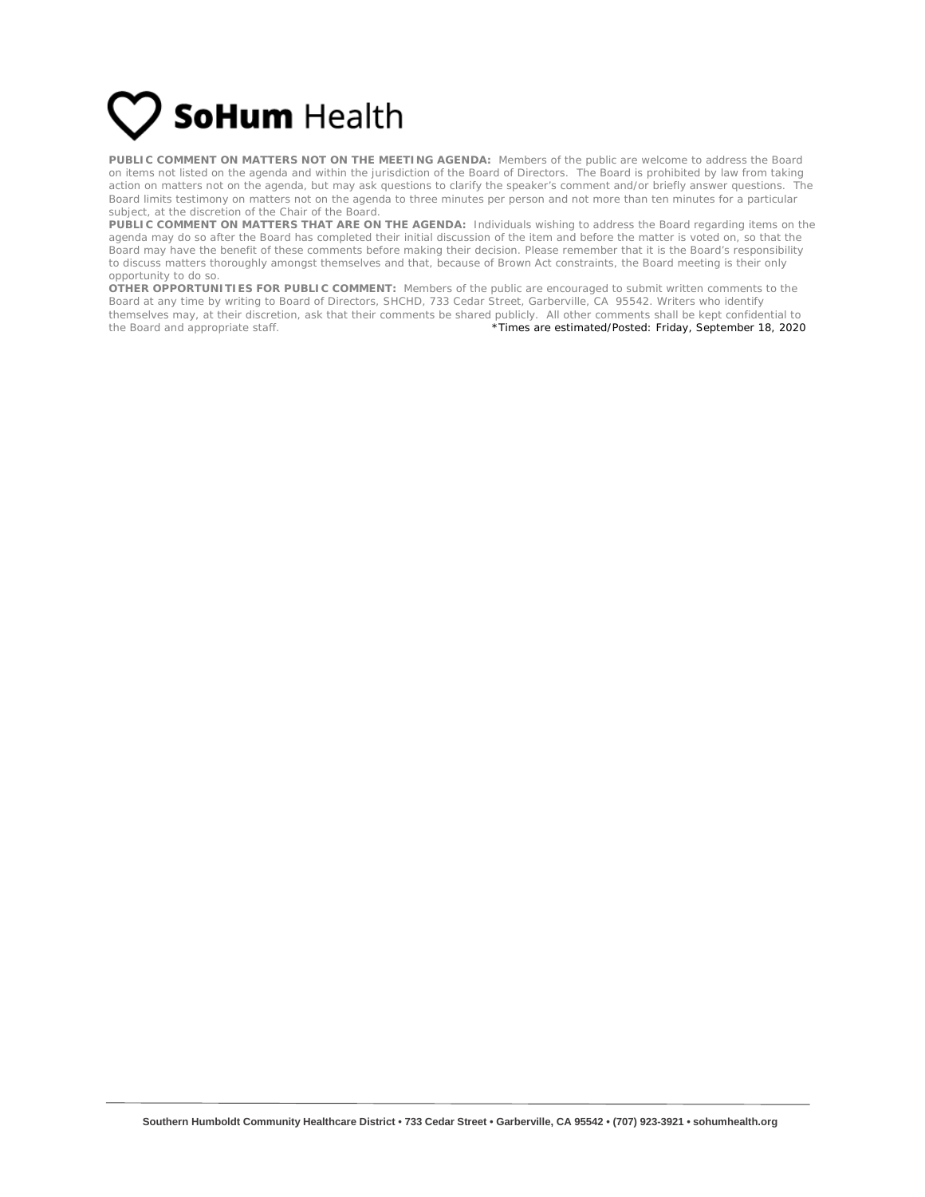**PUBLIC COMMENT ON MATTERS NOT ON THE MEETING AGENDA:** Members of the public are welcome to address the Board on items not listed on the agenda and within the jurisdiction of the Board of Directors. The Board is prohibited by law from taking action on matters not on the agenda, but may ask questions to clarify the speaker's comment and/or briefly answer questions. The Board limits testimony on matters not on the agenda to three minutes per person and not more than ten minutes for a particular subject, at the discretion of the Chair of the Board.

**PUBLIC COMMENT ON MATTERS THAT ARE ON THE AGENDA:** Individuals wishing to address the Board regarding items on the agenda may do so after the Board has completed their initial discussion of the item and before the matter is voted on, so that the Board may have the benefit of these comments before making their decision. Please remember that it is the Board's responsibility to discuss matters thoroughly amongst themselves and that, because of Brown Act constraints, the Board meeting is their only opportunity to do so.

**OTHER OPPORTUNITIES FOR PUBLIC COMMENT:** Members of the public are encouraged to submit written comments to the Board at any time by writing to Board of Directors, SHCHD, 733 Cedar Street, Garberville, CA 95542. Writers who identify themselves may, at their discretion, ask that their comments be shared publicly. All other comments shall be kept confidential to the Board and appropriate staff.

*Times are estimated/Posted: Friday, September 18, 2020